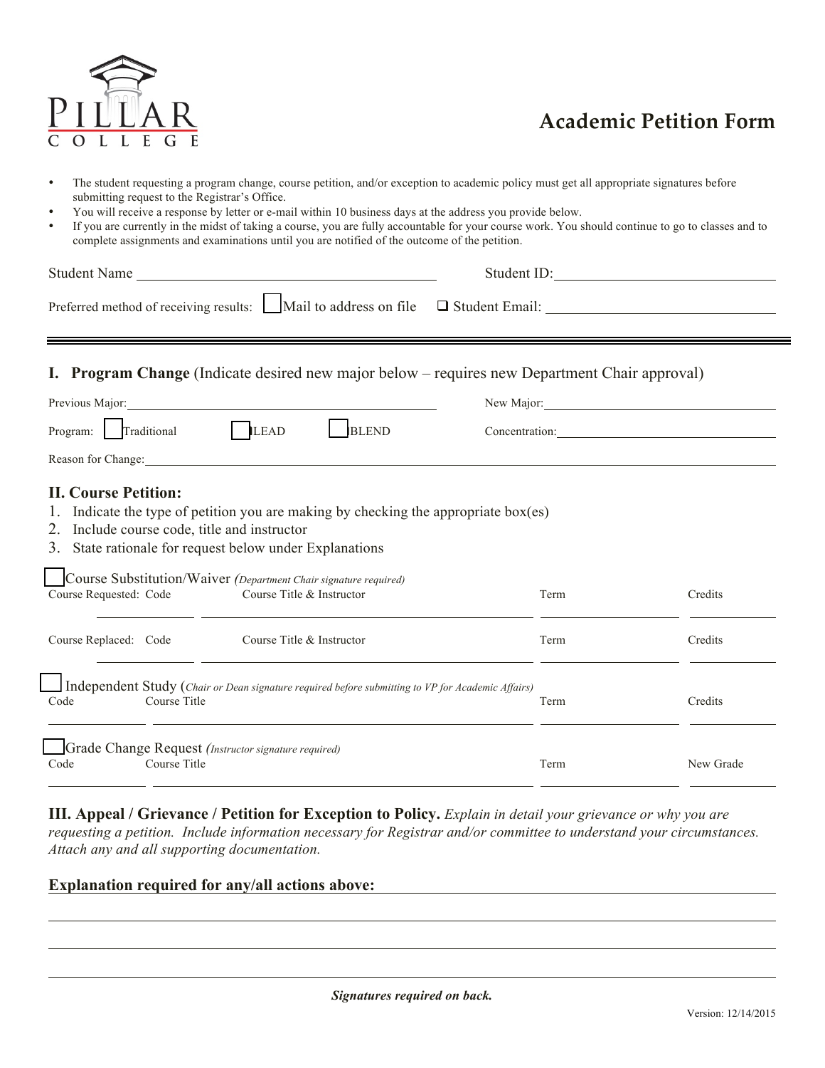PILLAR COLLEGE

# Academic Petition Form

- The student requesting a program change, course petition, and/or exception to academic policy must get all appropriate signatures before submitting request to the Registrar's Office.
- You will receive a response by letter or e-mail within 10 business days at the address you provide below.
- If you are currently in the midst of taking a course, you are fully accountable for your course work. You should continue to go to classes and to complete assignments and examinations until you are notified of the outcome of the petition.

Student Name ______________________________ Student ID: ______________________________

Preferred method of receiving results: ☐ Mail to address on file ☐ Student Email: ______________________________

---

## I. Program Change (Indicate desired new major below – requires new Department Chair approval)

Previous Major: ______________________________ New Major: ______________________________

Program: ☐ Traditional ☐ LEAD ☐ BLEND Concentration: ______________________________

Reason for Change: ______________________________

## II. Course Petition:

1. Indicate the type of petition you are making by checking the appropriate box(es)
2. Include course code, title and instructor
3. State rationale for request below under Explanations

☐ Course Substitution/Waiver *(Department Chair signature required)*

| | Code | Course Title & Instructor | Term | Credits |
|---|---|---|---|---|
| Course Requested: | | | | |
| Course Replaced: | | | | |

☐ Independent Study (*Chair or Dean signature required before submitting to VP for Academic Affairs)*

| Code | Course Title | Term | Credits |
|---|---|---|---|
| | | | |

☐ Grade Change Request *(Instructor signature required)*

| Code | Course Title | Term | New Grade |
|---|---|---|---|
| | | | |

## III. Appeal / Grievance / Petition for Exception to Policy.

*Explain in detail your grievance or why you are requesting a petition. Include information necessary for Registrar and/or committee to understand your circumstances. Attach any and all supporting documentation.*

**Explanation required for any/all actions above:** ______________________________

______________________________

______________________________

______________________________

***Signatures required on back.***

Version: 12/14/2015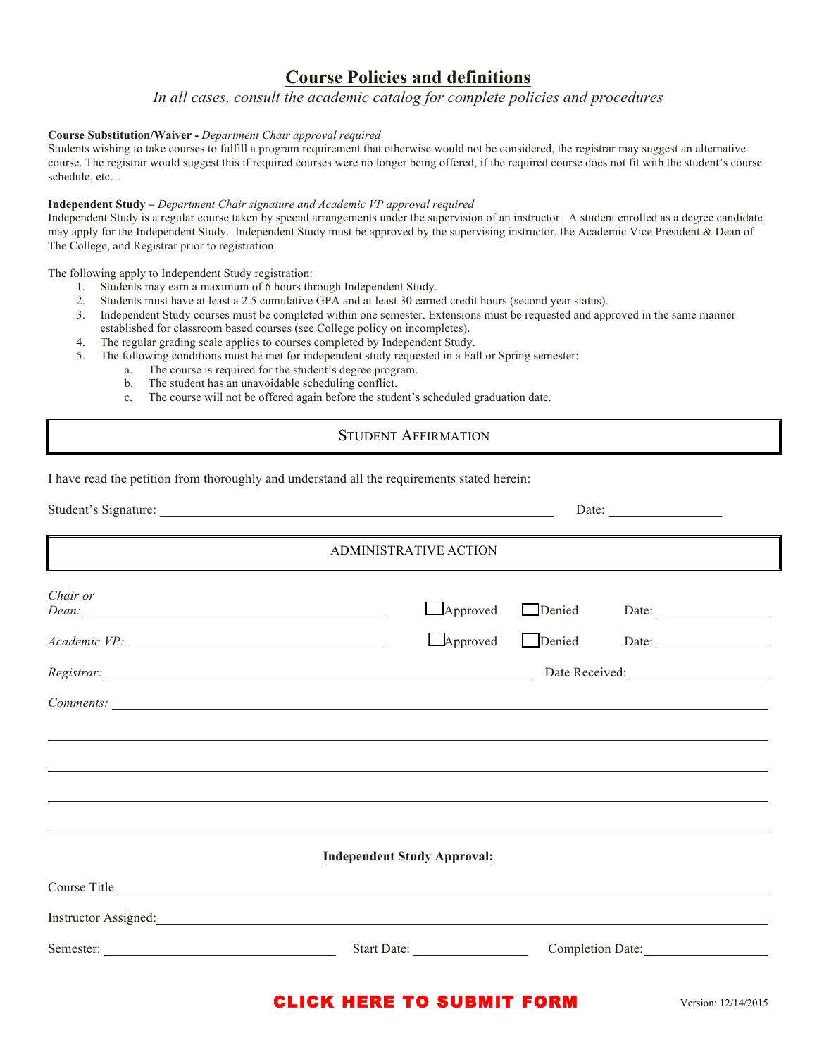# Course Policies and definitions

*In all cases, consult the academic catalog for complete policies and procedures*

**Course Substitution/Waiver -** *Department Chair approval required*
Students wishing to take courses to fulfill a program requirement that otherwise would not be considered, the registrar may suggest an alternative course. The registrar would suggest this if required courses were no longer being offered, if the required course does not fit with the student's course schedule, etc…

**Independent Study –** *Department Chair signature and Academic VP approval required*
Independent Study is a regular course taken by special arrangements under the supervision of an instructor. A student enrolled as a degree candidate may apply for the Independent Study. Independent Study must be approved by the supervising instructor, the Academic Vice President & Dean of The College, and Registrar prior to registration.

The following apply to Independent Study registration:

1. Students may earn a maximum of 6 hours through Independent Study.
2. Students must have at least a 2.5 cumulative GPA and at least 30 earned credit hours (second year status).
3. Independent Study courses must be completed within one semester. Extensions must be requested and approved in the same manner established for classroom based courses (see College policy on incompletes).
4. The regular grading scale applies to courses completed by Independent Study.
5. The following conditions must be met for independent study requested in a Fall or Spring semester:
   a. The course is required for the student's degree program.
   b. The student has an unavoidable scheduling conflict.
   c. The course will not be offered again before the student's scheduled graduation date.

## Student Affirmation

I have read the petition from thoroughly and understand all the requirements stated herein:

Student's Signature: ______________________________ Date: ______________

## ADMINISTRATIVE ACTION

*Chair or Dean:* ______________________________ ☐ Approved ☐ Denied Date: ______________

*Academic VP:* ______________________________ ☐ Approved ☐ Denied Date: ______________

*Registrar:* ______________________________ Date Received: ______________

*Comments:* ______________________________

______________________________

______________________________

______________________________

______________________________

**Independent Study Approval:**

Course Title ______________________________

Instructor Assigned: ______________________________

Semester: ______________ Start Date: ______________ Completion Date: ______________

**CLICK HERE TO SUBMIT FORM**

Version: 12/14/2015